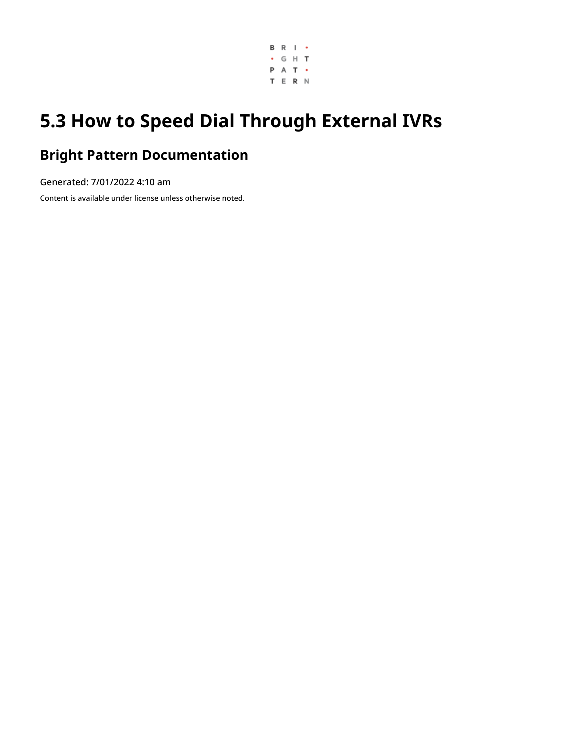# 5.3 How to Speed Dial Through External IVRs

## Bright Pattern Documentation

Generated: 7/01/2022 4:10 am

Content is available under license unless otherwise noted.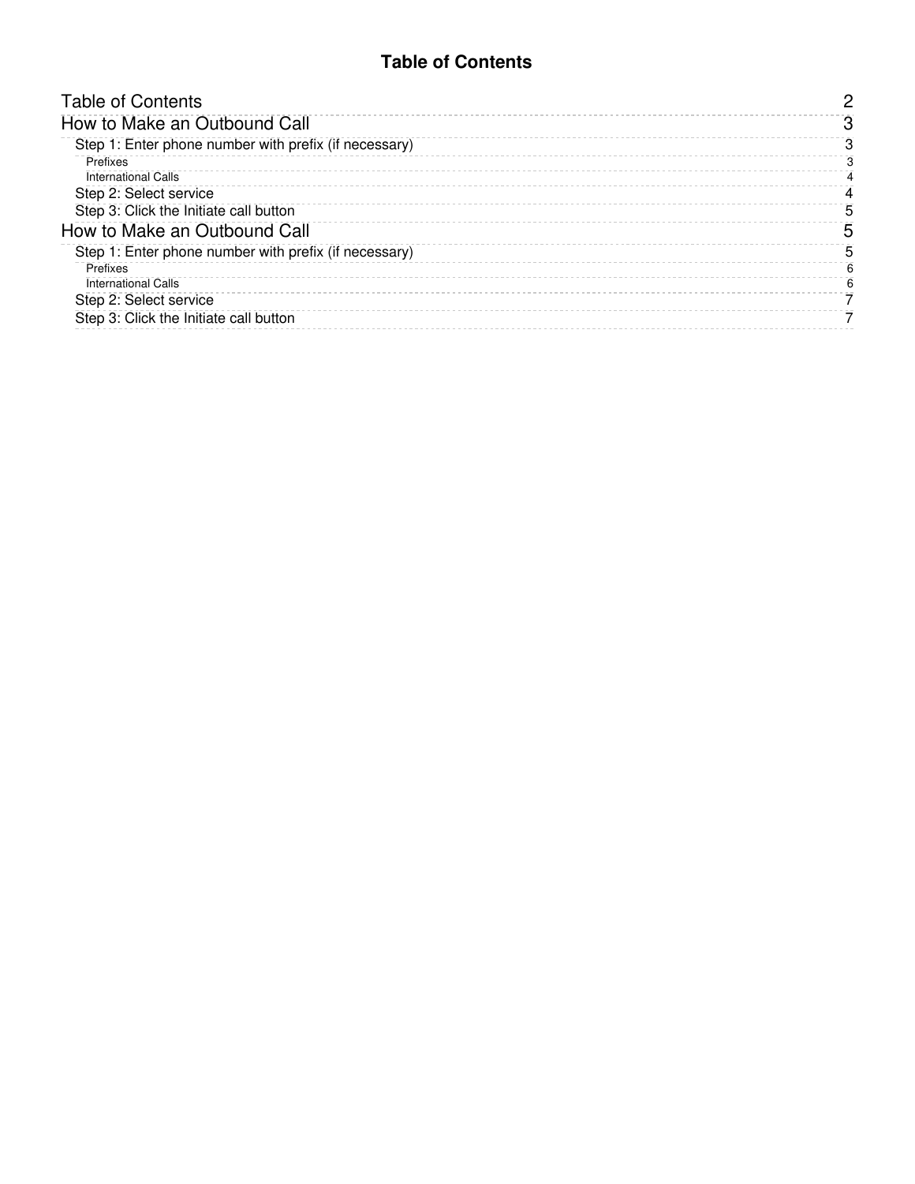# Table of Contents

- Table of Contents — 2
- How to Make an Outbound Call — 3
  - Step 1: Enter phone number with prefix (if necessary) — 3
    - Prefixes — 3
    - International Calls — 4
  - Step 2: Select service — 4
  - Step 3: Click the Initiate call button — 5
- How to Make an Outbound Call — 5
  - Step 1: Enter phone number with prefix (if necessary) — 5
    - Prefixes — 6
    - International Calls — 6
  - Step 2: Select service — 7
  - Step 3: Click the Initiate call button — 7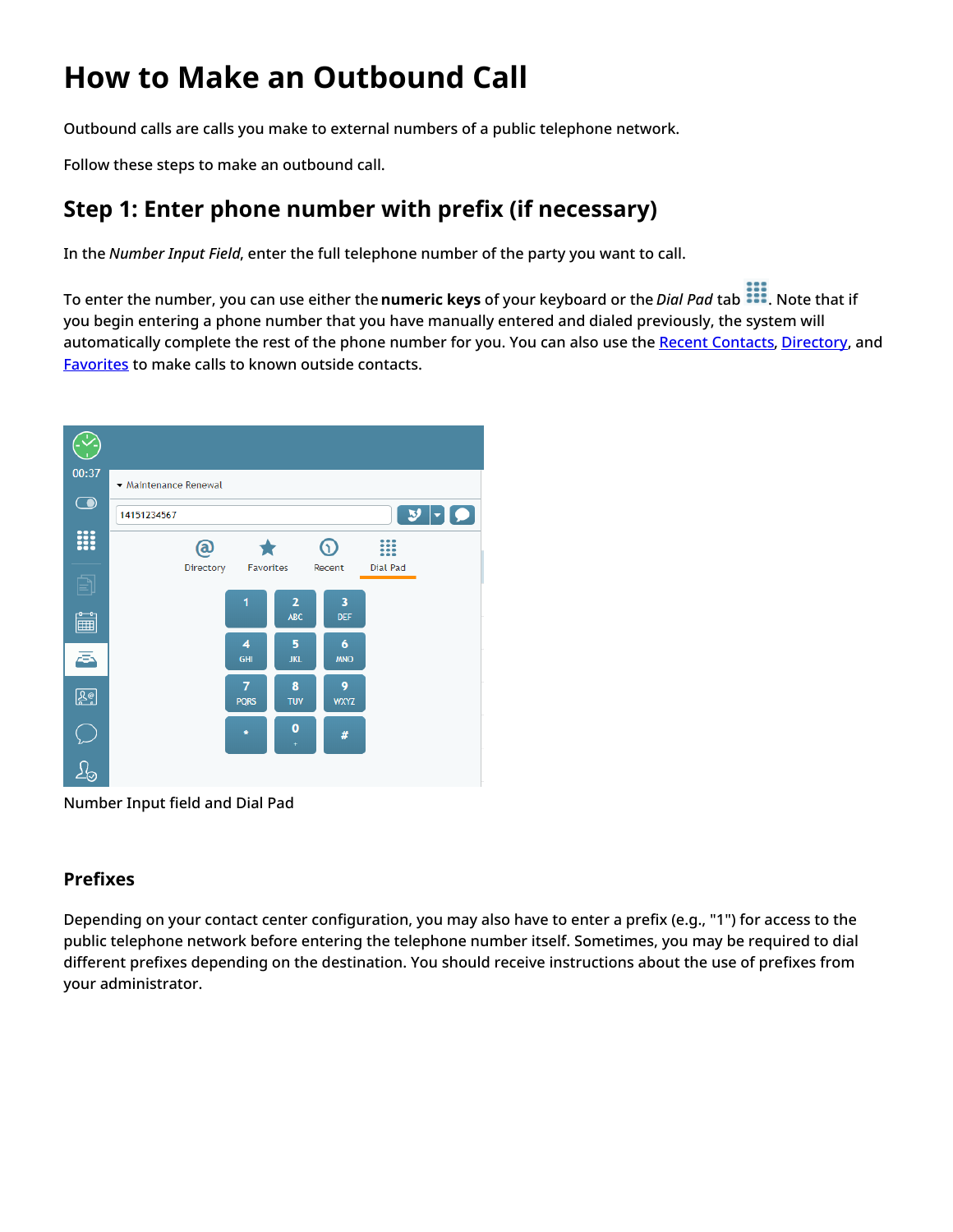# How to Make an Outbound Call

Outbound calls are calls you make to external numbers of a public telephone network.

Follow these steps to make an outbound call.

## Step 1: Enter phone number with prefix (if necessary)

In the *Number Input Field*, enter the full telephone number of the party you want to call.

To enter the number, you can use either the **numeric keys** of your keyboard or the *Dial Pad* tab. Note that if you begin entering a phone number that you have manually entered and dialed previously, the system will automatically complete the rest of the phone number for you. You can also use the Recent Contacts, Directory, and Favorites to make calls to known outside contacts.

Number Input field and Dial Pad

### Prefixes

Depending on your contact center configuration, you may also have to enter a prefix (e.g., "1") for access to the public telephone network before entering the telephone number itself. Sometimes, you may be required to dial different prefixes depending on the destination. You should receive instructions about the use of prefixes from your administrator.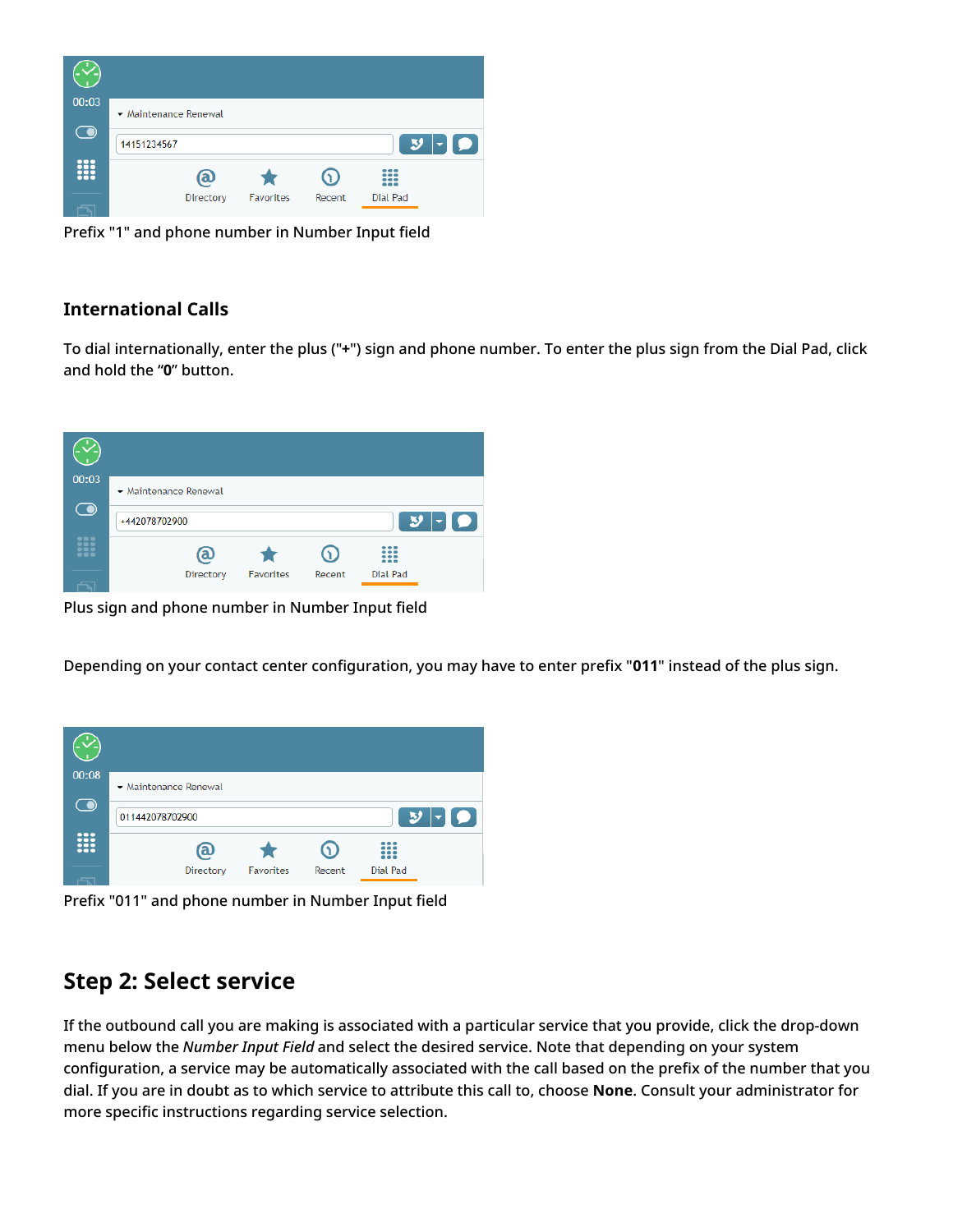Prefix "1" and phone number in Number Input field

### International Calls

To dial internationally, enter the plus ("**+**") sign and phone number. To enter the plus sign from the Dial Pad, click and hold the "**0**" button.

Plus sign and phone number in Number Input field

Depending on your contact center configuration, you may have to enter prefix "**011**" instead of the plus sign.

Prefix "011" and phone number in Number Input field

## Step 2: Select service

If the outbound call you are making is associated with a particular service that you provide, click the drop-down menu below the *Number Input Field* and select the desired service. Note that depending on your system configuration, a service may be automatically associated with the call based on the prefix of the number that you dial. If you are in doubt as to which service to attribute this call to, choose **None**. Consult your administrator for more specific instructions regarding service selection.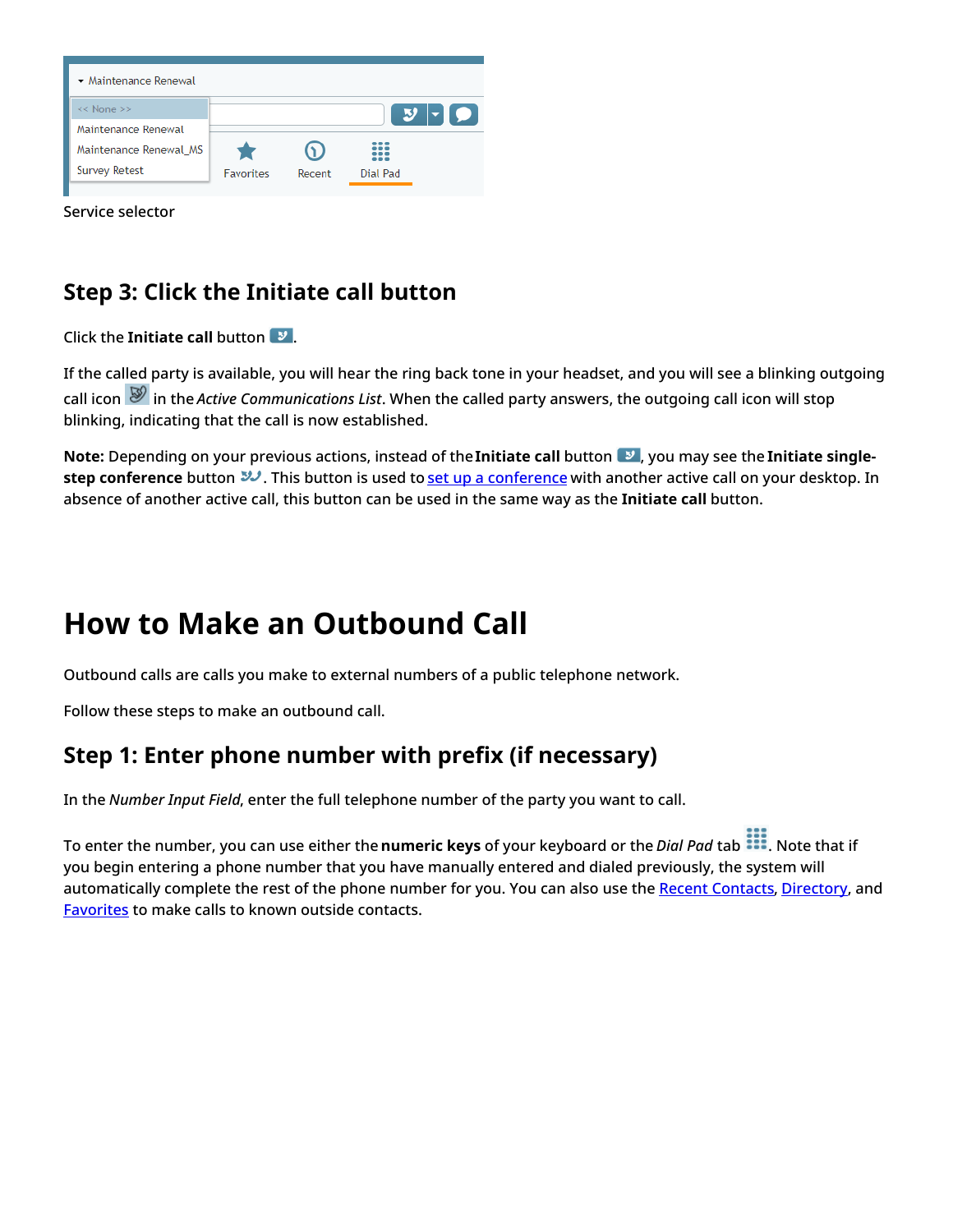Service selector

## Step 3: Click the Initiate call button

Click the **Initiate call** button.

If the called party is available, you will hear the ring back tone in your headset, and you will see a blinking outgoing call icon in the *Active Communications List*. When the called party answers, the outgoing call icon will stop blinking, indicating that the call is now established.

**Note:** Depending on your previous actions, instead of the **Initiate call** button, you may see the **Initiate single-step conference** button. This button is used to set up a conference with another active call on your desktop. In absence of another active call, this button can be used in the same way as the **Initiate call** button.

# How to Make an Outbound Call

Outbound calls are calls you make to external numbers of a public telephone network.

Follow these steps to make an outbound call.

## Step 1: Enter phone number with prefix (if necessary)

In the *Number Input Field*, enter the full telephone number of the party you want to call.

To enter the number, you can use either the **numeric keys** of your keyboard or the *Dial Pad* tab. Note that if you begin entering a phone number that you have manually entered and dialed previously, the system will automatically complete the rest of the phone number for you. You can also use the Recent Contacts, Directory, and Favorites to make calls to known outside contacts.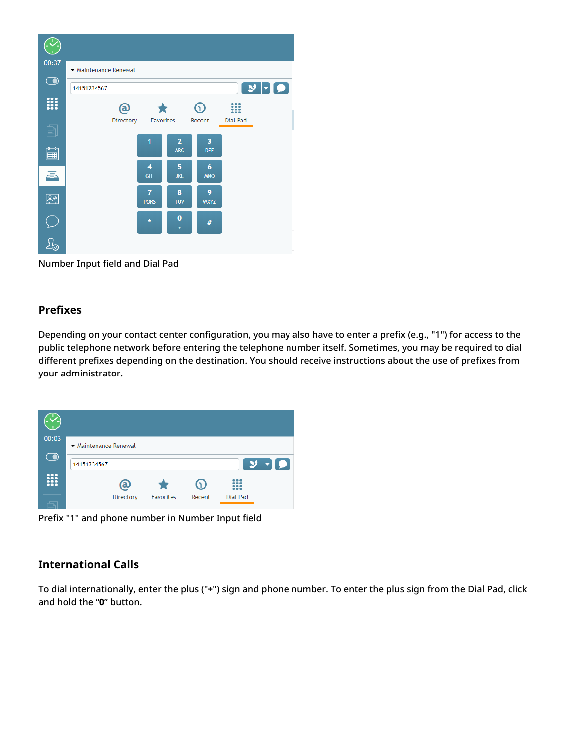Number Input field and Dial Pad

## Prefixes

Depending on your contact center configuration, you may also have to enter a prefix (e.g., "1") for access to the public telephone network before entering the telephone number itself. Sometimes, you may be required to dial different prefixes depending on the destination. You should receive instructions about the use of prefixes from your administrator.

Prefix "1" and phone number in Number Input field

## International Calls

To dial internationally, enter the plus ("**+**") sign and phone number. To enter the plus sign from the Dial Pad, click and hold the "**0**" button.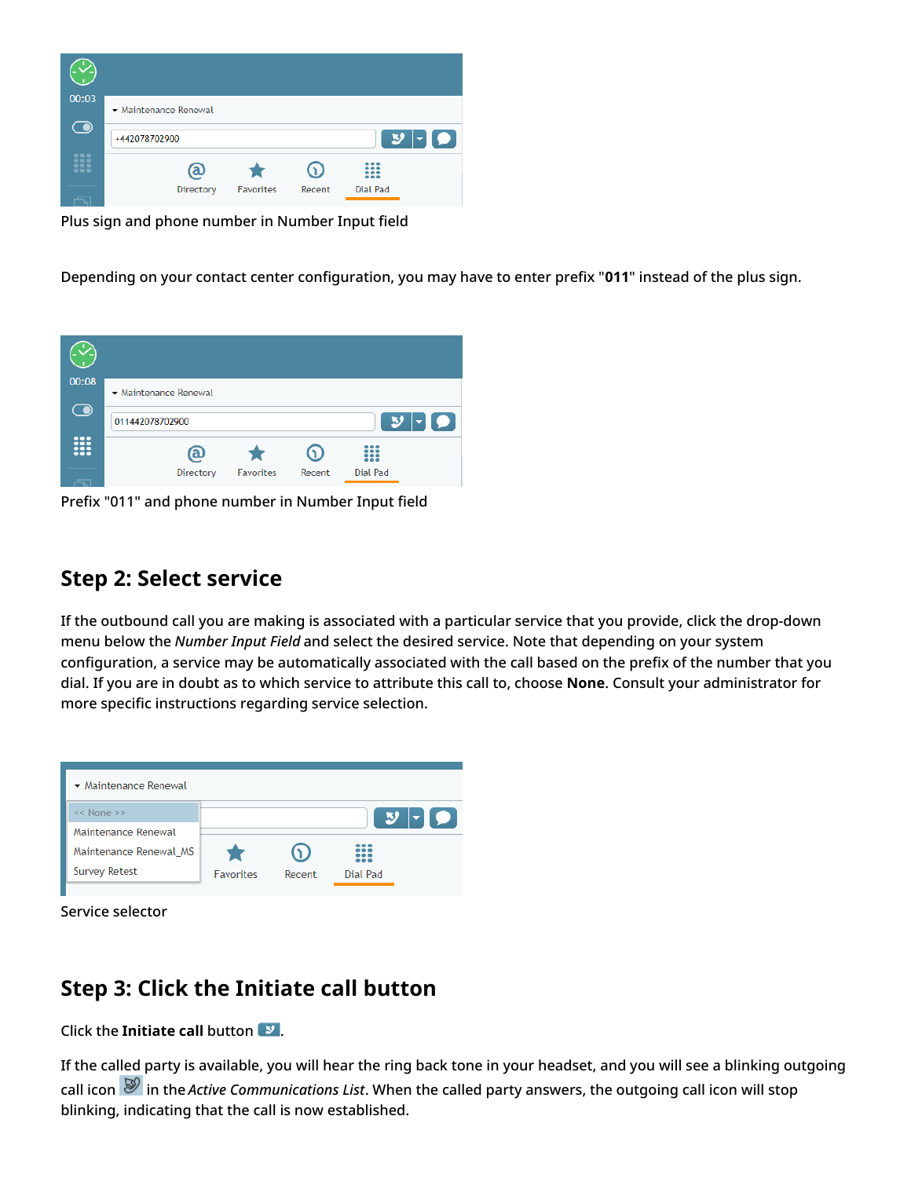Plus sign and phone number in Number Input field

Depending on your contact center configuration, you may have to enter prefix "**011**" instead of the plus sign.

Prefix "011" and phone number in Number Input field

## Step 2: Select service

If the outbound call you are making is associated with a particular service that you provide, click the drop-down menu below the *Number Input Field* and select the desired service. Note that depending on your system configuration, a service may be automatically associated with the call based on the prefix of the number that you dial. If you are in doubt as to which service to attribute this call to, choose **None**. Consult your administrator for more specific instructions regarding service selection.

Service selector

## Step 3: Click the Initiate call button

Click the **Initiate call** button.

If the called party is available, you will hear the ring back tone in your headset, and you will see a blinking outgoing call icon in the *Active Communications List*. When the called party answers, the outgoing call icon will stop blinking, indicating that the call is now established.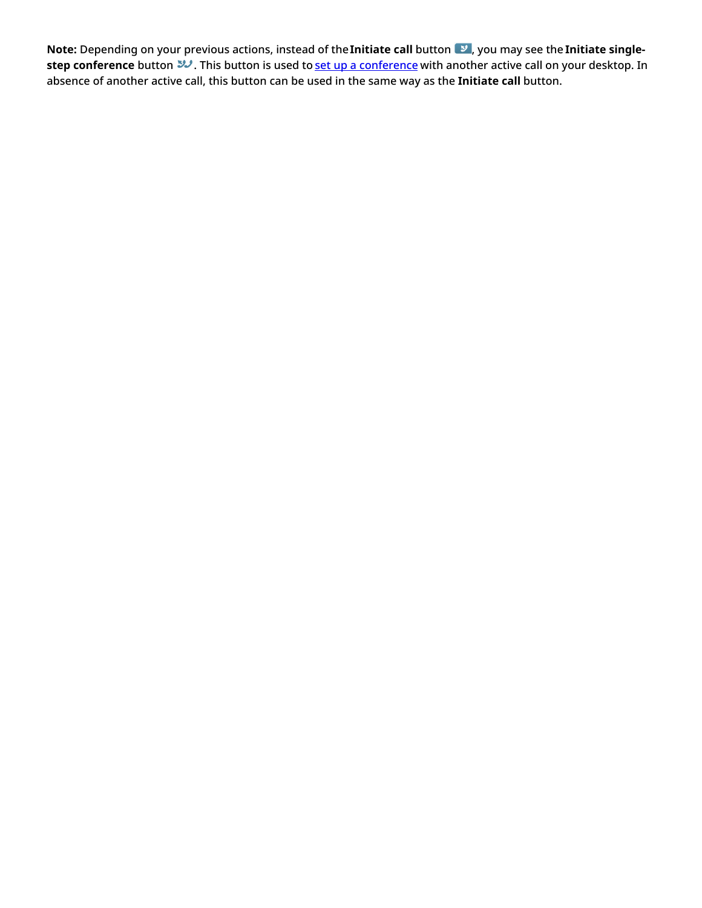**Note:** Depending on your previous actions, instead of the **Initiate call** button, you may see the **Initiate single-step conference** button. This button is used to set up a conference with another active call on your desktop. In absence of another active call, this button can be used in the same way as the **Initiate call** button.